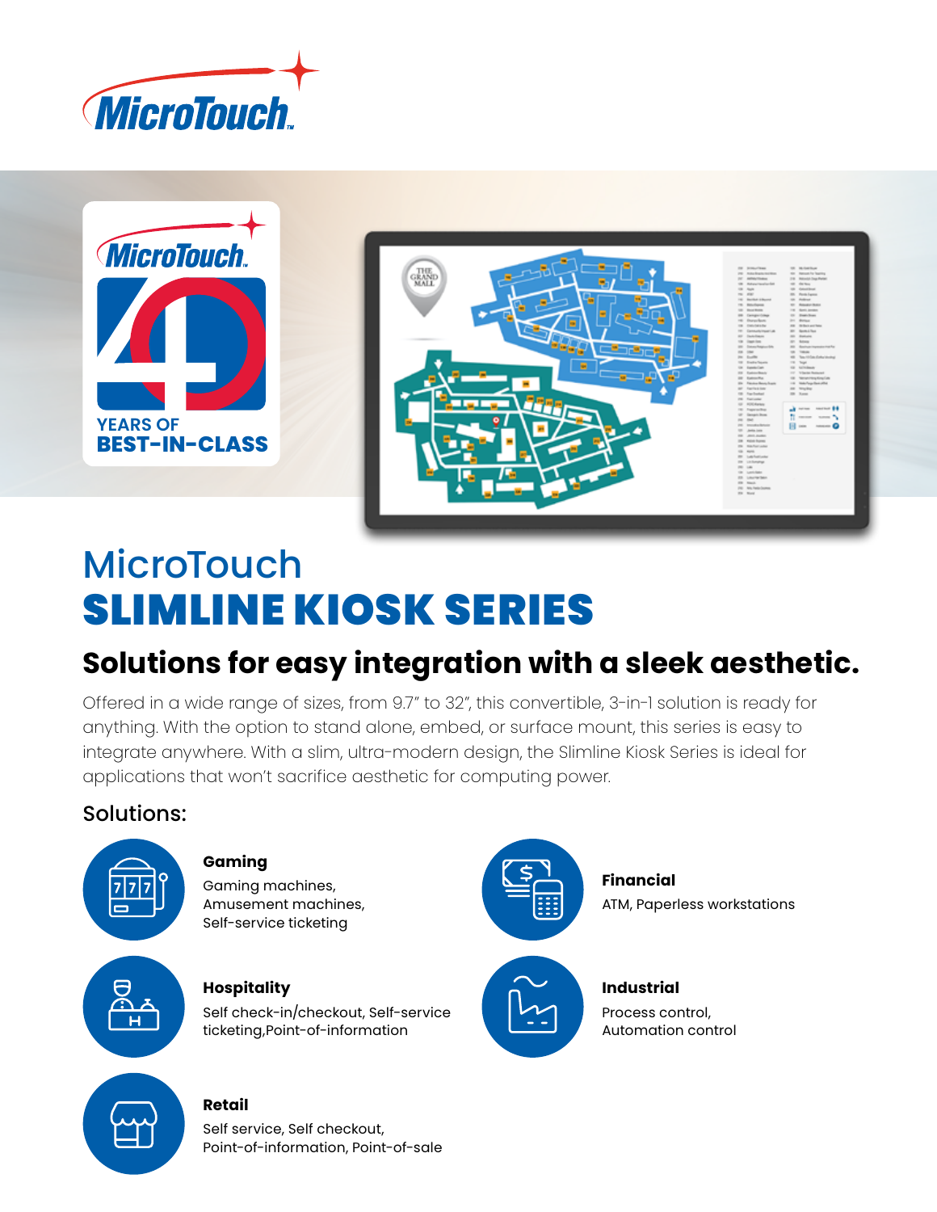# MicroTouch
# SLIMLINE KIOSK SERIES

## Solutions for easy integration with a sleek aesthetic.

Offered in a wide range of sizes, from 9.7" to 32", this convertible, 3-in-1 solution is ready for anything. With the option to stand alone, embed, or surface mount, this series is easy to integrate anywhere. With a slim, ultra-modern design, the Slimline Kiosk Series is ideal for applications that won't sacrifice aesthetic for computing power.

### Solutions:

**Gaming**
Gaming machines, Amusement machines, Self-service ticketing

**Financial**
ATM, Paperless workstations

**Hospitality**
Self check-in/checkout, Self-service ticketing,Point-of-information

**Industrial**
Process control, Automation control

**Retail**
Self service, Self checkout, Point-of-information, Point-of-sale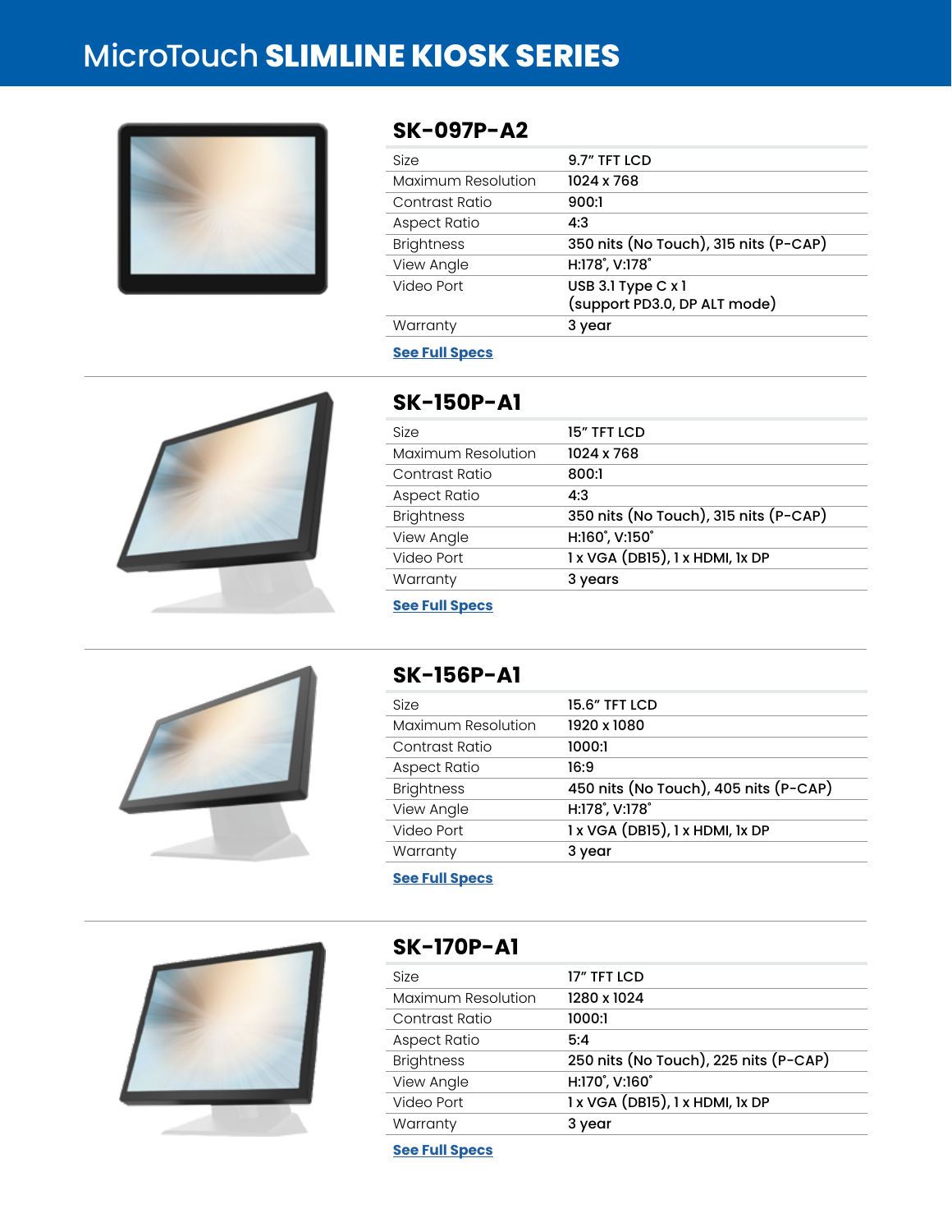# MicroTouch **SLIMLINE KIOSK SERIES**

## SK-097P-A2

| | |
|---|---|
| Size | 9.7" TFT LCD |
| Maximum Resolution | 1024 x 768 |
| Contrast Ratio | 900:1 |
| Aspect Ratio | 4:3 |
| Brightness | 350 nits (No Touch), 315 nits (P-CAP) |
| View Angle | H:178˚, V:178˚ |
| Video Port | USB 3.1 Type C x 1 (support PD3.0, DP ALT mode) |
| Warranty | 3 year |

**See Full Specs**

## SK-150P-A1

| | |
|---|---|
| Size | 15" TFT LCD |
| Maximum Resolution | 1024 x 768 |
| Contrast Ratio | 800:1 |
| Aspect Ratio | 4:3 |
| Brightness | 350 nits (No Touch), 315 nits (P-CAP) |
| View Angle | H:160˚, V:150˚ |
| Video Port | 1 x VGA (DB15), 1 x HDMI, 1x DP |
| Warranty | 3 years |

**See Full Specs**

## SK-156P-A1

| | |
|---|---|
| Size | 15.6" TFT LCD |
| Maximum Resolution | 1920 x 1080 |
| Contrast Ratio | 1000:1 |
| Aspect Ratio | 16:9 |
| Brightness | 450 nits (No Touch), 405 nits (P-CAP) |
| View Angle | H:178˚, V:178˚ |
| Video Port | 1 x VGA (DB15), 1 x HDMI, 1x DP |
| Warranty | 3 year |

**See Full Specs**

## SK-170P-A1

| | |
|---|---|
| Size | 17" TFT LCD |
| Maximum Resolution | 1280 x 1024 |
| Contrast Ratio | 1000:1 |
| Aspect Ratio | 5:4 |
| Brightness | 250 nits (No Touch), 225 nits (P-CAP) |
| View Angle | H:170˚, V:160˚ |
| Video Port | 1 x VGA (DB15), 1 x HDMI, 1x DP |
| Warranty | 3 year |

**See Full Specs**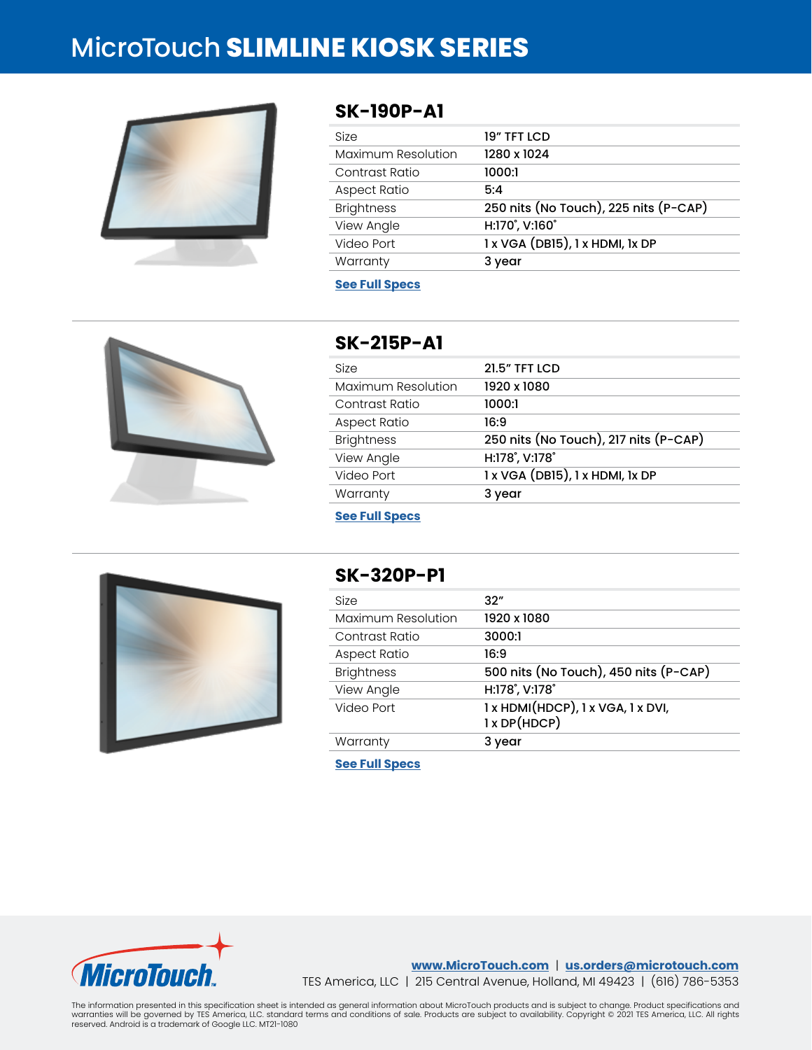# MicroTouch **SLIMLINE KIOSK SERIES**

## SK-190P-A1

| | |
|---|---|
| Size | 19" TFT LCD |
| Maximum Resolution | 1280 x 1024 |
| Contrast Ratio | 1000:1 |
| Aspect Ratio | 5:4 |
| Brightness | 250 nits (No Touch), 225 nits (P-CAP) |
| View Angle | H:170˚, V:160˚ |
| Video Port | 1 x VGA (DB15), 1 x HDMI, 1x DP |
| Warranty | 3 year |

**See Full Specs**

## SK-215P-A1

| | |
|---|---|
| Size | 21.5" TFT LCD |
| Maximum Resolution | 1920 x 1080 |
| Contrast Ratio | 1000:1 |
| Aspect Ratio | 16:9 |
| Brightness | 250 nits (No Touch), 217 nits (P-CAP) |
| View Angle | H:178˚, V:178˚ |
| Video Port | 1 x VGA (DB15), 1 x HDMI, 1x DP |
| Warranty | 3 year |

**See Full Specs**

## SK-320P-P1

| | |
|---|---|
| Size | 32" |
| Maximum Resolution | 1920 x 1080 |
| Contrast Ratio | 3000:1 |
| Aspect Ratio | 16:9 |
| Brightness | 500 nits (No Touch), 450 nits (P-CAP) |
| View Angle | H:178˚, V:178˚ |
| Video Port | 1 x HDMI(HDCP), 1 x VGA, 1 x DVI, 1 x DP(HDCP) |
| Warranty | 3 year |

**See Full Specs**

MicroTouch

**www.MicroTouch.com** | **us.orders@microtouch.com**
TES America, LLC | 215 Central Avenue, Holland, MI 49423 | (616) 786-5353

The information presented in this specification sheet is intended as general information about MicroTouch products and is subject to change. Product specifications and warranties will be governed by TES America, LLC. standard terms and conditions of sale. Products are subject to availability. Copyright © 2021 TES America, LLC. All rights reserved. Android is a trademark of Google LLC. MT21-1080